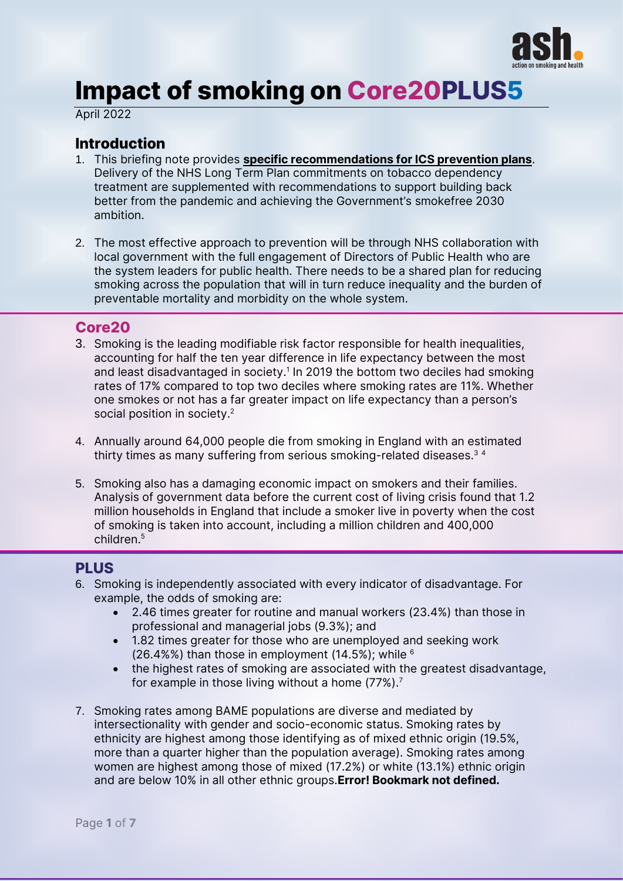# Impact of smoking on Core20PLUS5

April 2022

## Introduction

1. This briefing note provides **specific recommendations for ICS prevention plans**. Delivery of the NHS Long Term Plan commitments on tobacco dependency treatment are supplemented with recommendations to support building back better from the pandemic and achieving the Government's smokefree 2030 ambition.

2. The most effective approach to prevention will be through NHS collaboration with local government with the full engagement of Directors of Public Health who are the system leaders for public health. There needs to be a shared plan for reducing smoking across the population that will in turn reduce inequality and the burden of preventable mortality and morbidity on the whole system.

## Core20

3. Smoking is the leading modifiable risk factor responsible for health inequalities, accounting for half the ten year difference in life expectancy between the most and least disadvantaged in society.[1] In 2019 the bottom two deciles had smoking rates of 17% compared to top two deciles where smoking rates are 11%. Whether one smokes or not has a far greater impact on life expectancy than a person's social position in society.[2]

4. Annually around 64,000 people die from smoking in England with an estimated thirty times as many suffering from serious smoking-related diseases.[3] [4]

5. Smoking also has a damaging economic impact on smokers and their families. Analysis of government data before the current cost of living crisis found that 1.2 million households in England that include a smoker live in poverty when the cost of smoking is taken into account, including a million children and 400,000 children.[5]

## PLUS

6. Smoking is independently associated with every indicator of disadvantage. For example, the odds of smoking are:
   - 2.46 times greater for routine and manual workers (23.4%) than those in professional and managerial jobs (9.3%); and
   - 1.82 times greater for those who are unemployed and seeking work (26.4%%) than those in employment (14.5%); while [6]
   - the highest rates of smoking are associated with the greatest disadvantage, for example in those living without a home (77%).[7]

7. Smoking rates among BAME populations are diverse and mediated by intersectionality with gender and socio-economic status. Smoking rates by ethnicity are highest among those identifying as of mixed ethnic origin (19.5%, more than a quarter higher than the population average). Smoking rates among women are highest among those of mixed (17.2%) or white (13.1%) ethnic origin and are below 10% in all other ethnic groups.**Error! Bookmark not defined.**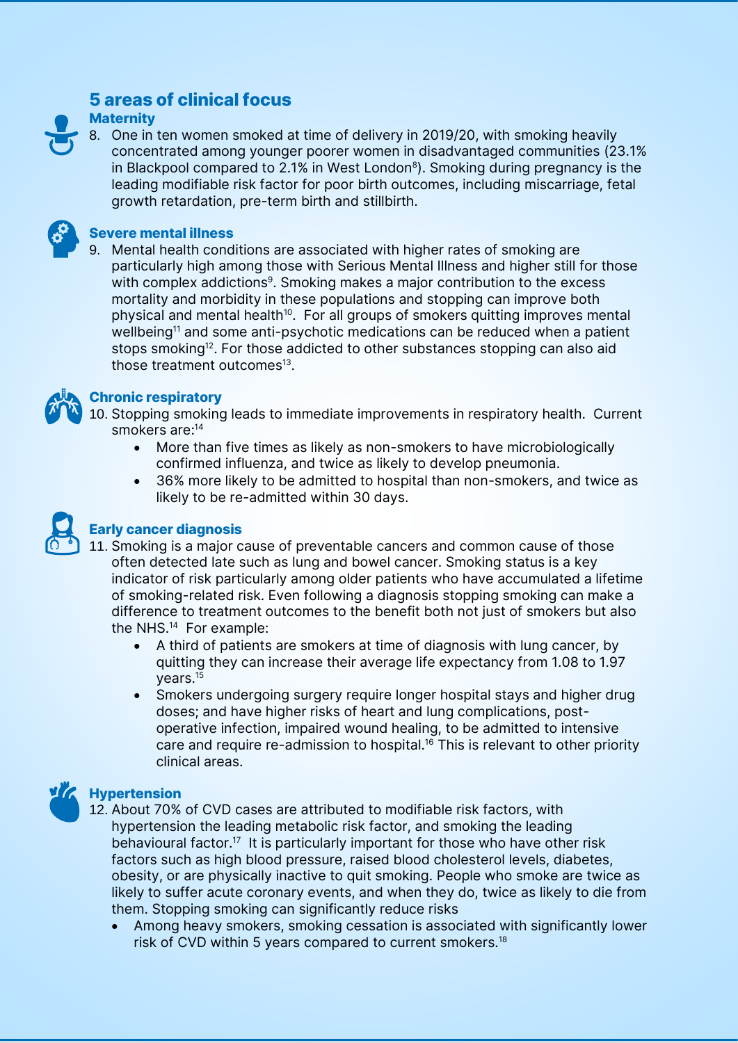## 5 areas of clinical focus

### Maternity

8. One in ten women smoked at time of delivery in 2019/20, with smoking heavily concentrated among younger poorer women in disadvantaged communities (23.1% in Blackpool compared to 2.1% in West London[8]). Smoking during pregnancy is the leading modifiable risk factor for poor birth outcomes, including miscarriage, fetal growth retardation, pre-term birth and stillbirth.

### Severe mental illness

9. Mental health conditions are associated with higher rates of smoking are particularly high among those with Serious Mental Illness and higher still for those with complex addictions[9]. Smoking makes a major contribution to the excess mortality and morbidity in these populations and stopping can improve both physical and mental health[10]. For all groups of smokers quitting improves mental wellbeing[11] and some anti-psychotic medications can be reduced when a patient stops smoking[12]. For those addicted to other substances stopping can also aid those treatment outcomes[13].

### Chronic respiratory

10. Stopping smoking leads to immediate improvements in respiratory health. Current smokers are:[14]
    - More than five times as likely as non-smokers to have microbiologically confirmed influenza, and twice as likely to develop pneumonia.
    - 36% more likely to be admitted to hospital than non-smokers, and twice as likely to be re-admitted within 30 days.

### Early cancer diagnosis

11. Smoking is a major cause of preventable cancers and common cause of those often detected late such as lung and bowel cancer. Smoking status is a key indicator of risk particularly among older patients who have accumulated a lifetime of smoking-related risk. Even following a diagnosis stopping smoking can make a difference to treatment outcomes to the benefit both not just of smokers but also the NHS.[14] For example:
    - A third of patients are smokers at time of diagnosis with lung cancer, by quitting they can increase their average life expectancy from 1.08 to 1.97 years.[15]
    - Smokers undergoing surgery require longer hospital stays and higher drug doses; and have higher risks of heart and lung complications, post-operative infection, impaired wound healing, to be admitted to intensive care and require re-admission to hospital.[16] This is relevant to other priority clinical areas.

### Hypertension

12. About 70% of CVD cases are attributed to modifiable risk factors, with hypertension the leading metabolic risk factor, and smoking the leading behavioural factor.[17] It is particularly important for those who have other risk factors such as high blood pressure, raised blood cholesterol levels, diabetes, obesity, or are physically inactive to quit smoking. People who smoke are twice as likely to suffer acute coronary events, and when they do, twice as likely to die from them. Stopping smoking can significantly reduce risks
    - Among heavy smokers, smoking cessation is associated with significantly lower risk of CVD within 5 years compared to current smokers.[18]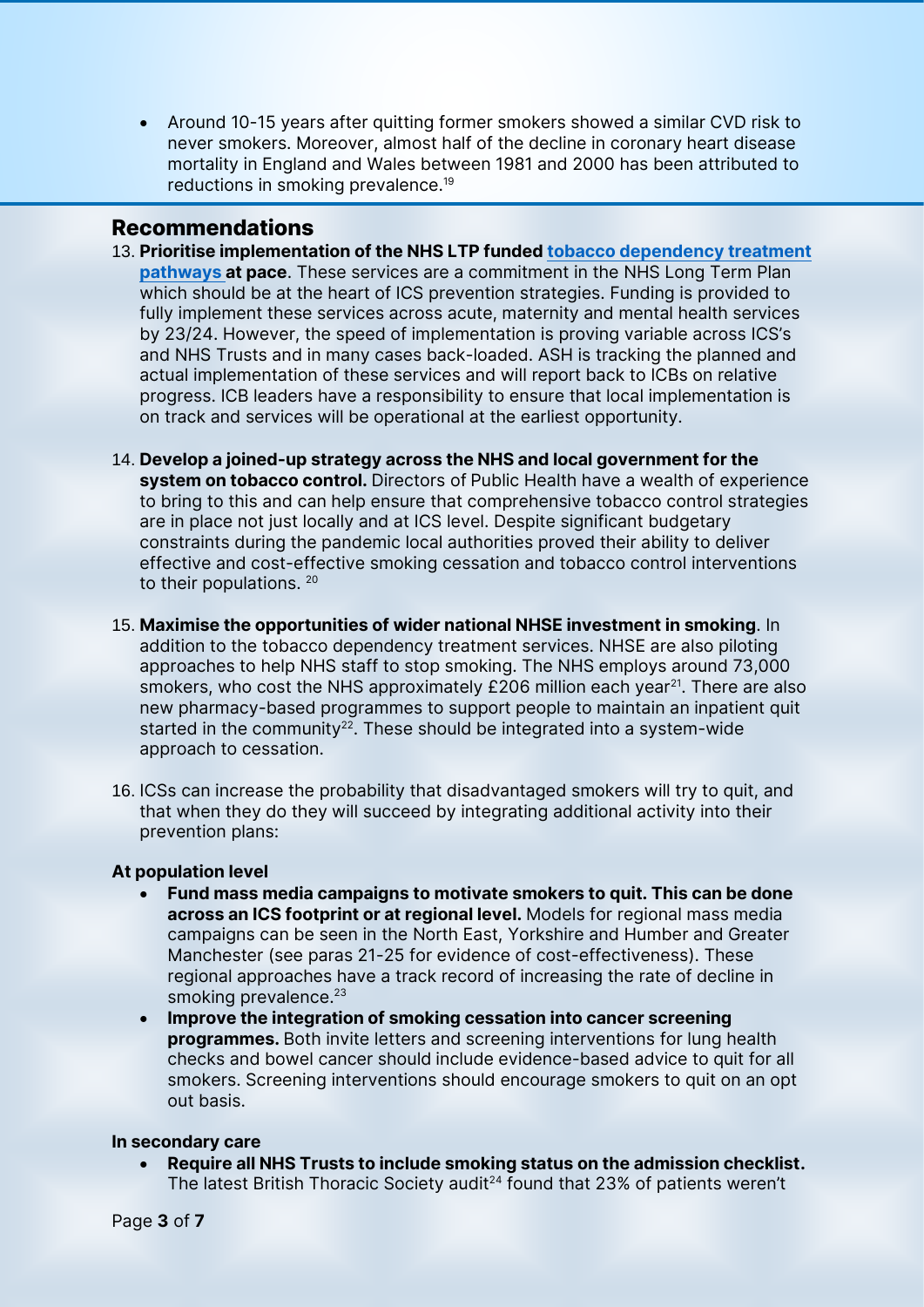- Around 10-15 years after quitting former smokers showed a similar CVD risk to never smokers. Moreover, almost half of the decline in coronary heart disease mortality in England and Wales between 1981 and 2000 has been attributed to reductions in smoking prevalence.[19]

## Recommendations

13. **Prioritise implementation of the NHS LTP funded tobacco dependency treatment pathways at pace**. These services are a commitment in the NHS Long Term Plan which should be at the heart of ICS prevention strategies. Funding is provided to fully implement these services across acute, maternity and mental health services by 23/24. However, the speed of implementation is proving variable across ICS's and NHS Trusts and in many cases back-loaded. ASH is tracking the planned and actual implementation of these services and will report back to ICBs on relative progress. ICB leaders have a responsibility to ensure that local implementation is on track and services will be operational at the earliest opportunity.

14. **Develop a joined-up strategy across the NHS and local government for the system on tobacco control.** Directors of Public Health have a wealth of experience to bring to this and can help ensure that comprehensive tobacco control strategies are in place not just locally and at ICS level. Despite significant budgetary constraints during the pandemic local authorities proved their ability to deliver effective and cost-effective smoking cessation and tobacco control interventions to their populations. [20]

15. **Maximise the opportunities of wider national NHSE investment in smoking**. In addition to the tobacco dependency treatment services. NHSE are also piloting approaches to help NHS staff to stop smoking. The NHS employs around 73,000 smokers, who cost the NHS approximately £206 million each year[21]. There are also new pharmacy-based programmes to support people to maintain an inpatient quit started in the community[22]. These should be integrated into a system-wide approach to cessation.

16. ICSs can increase the probability that disadvantaged smokers will try to quit, and that when they do they will succeed by integrating additional activity into their prevention plans:

**At population level**

- **Fund mass media campaigns to motivate smokers to quit. This can be done across an ICS footprint or at regional level.** Models for regional mass media campaigns can be seen in the North East, Yorkshire and Humber and Greater Manchester (see paras 21-25 for evidence of cost-effectiveness). These regional approaches have a track record of increasing the rate of decline in smoking prevalence.[23]
- **Improve the integration of smoking cessation into cancer screening programmes.** Both invite letters and screening interventions for lung health checks and bowel cancer should include evidence-based advice to quit for all smokers. Screening interventions should encourage smokers to quit on an opt out basis.

**In secondary care**

- **Require all NHS Trusts to include smoking status on the admission checklist.** The latest British Thoracic Society audit[24] found that 23% of patients weren't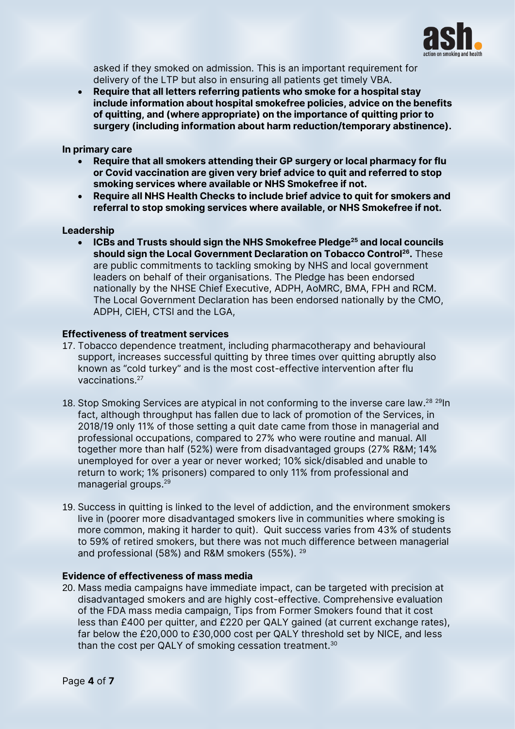asked if they smoked on admission. This is an important requirement for delivery of the LTP but also in ensuring all patients get timely VBA.

- **Require that all letters referring patients who smoke for a hospital stay include information about hospital smokefree policies, advice on the benefits of quitting, and (where appropriate) on the importance of quitting prior to surgery (including information about harm reduction/temporary abstinence).**

**In primary care**

- **Require that all smokers attending their GP surgery or local pharmacy for flu or Covid vaccination are given very brief advice to quit and referred to stop smoking services where available or NHS Smokefree if not.**
- **Require all NHS Health Checks to include brief advice to quit for smokers and referral to stop smoking services where available, or NHS Smokefree if not.**

**Leadership**

- **ICBs and Trusts should sign the NHS Smokefree Pledge[25] and local councils should sign the Local Government Declaration on Tobacco Control[26].** These are public commitments to tackling smoking by NHS and local government leaders on behalf of their organisations. The Pledge has been endorsed nationally by the NHSE Chief Executive, ADPH, AoMRC, BMA, FPH and RCM. The Local Government Declaration has been endorsed nationally by the CMO, ADPH, CIEH, CTSI and the LGA,

**Effectiveness of treatment services**

17. Tobacco dependence treatment, including pharmacotherapy and behavioural support, increases successful quitting by three times over quitting abruptly also known as "cold turkey" and is the most cost-effective intervention after flu vaccinations.[27]

18. Stop Smoking Services are atypical in not conforming to the inverse care law.[28] [29]In fact, although throughput has fallen due to lack of promotion of the Services, in 2018/19 only 11% of those setting a quit date came from those in managerial and professional occupations, compared to 27% who were routine and manual. All together more than half (52%) were from disadvantaged groups (27% R&M; 14% unemployed for over a year or never worked; 10% sick/disabled and unable to return to work; 1% prisoners) compared to only 11% from professional and managerial groups.[29]

19. Success in quitting is linked to the level of addiction, and the environment smokers live in (poorer more disadvantaged smokers live in communities where smoking is more common, making it harder to quit). Quit success varies from 43% of students to 59% of retired smokers, but there was not much difference between managerial and professional (58%) and R&M smokers (55%). [29]

**Evidence of effectiveness of mass media**

20. Mass media campaigns have immediate impact, can be targeted with precision at disadvantaged smokers and are highly cost-effective. Comprehensive evaluation of the FDA mass media campaign, Tips from Former Smokers found that it cost less than £400 per quitter, and £220 per QALY gained (at current exchange rates), far below the £20,000 to £30,000 cost per QALY threshold set by NICE, and less than the cost per QALY of smoking cessation treatment.[30]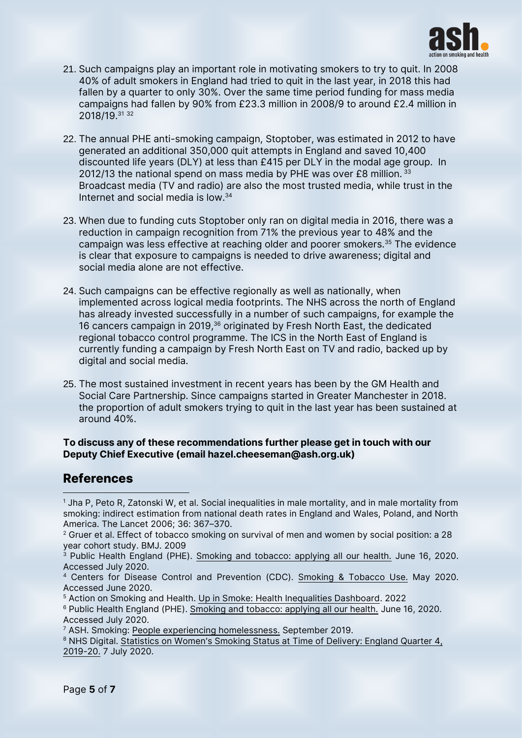21. Such campaigns play an important role in motivating smokers to try to quit. In 2008 40% of adult smokers in England had tried to quit in the last year, in 2018 this had fallen by a quarter to only 30%. Over the same time period funding for mass media campaigns had fallen by 90% from £23.3 million in 2008/9 to around £2.4 million in 2018/19.[31 32]

22. The annual PHE anti-smoking campaign, Stoptober, was estimated in 2012 to have generated an additional 350,000 quit attempts in England and saved 10,400 discounted life years (DLY) at less than £415 per DLY in the modal age group. In 2012/13 the national spend on mass media by PHE was over £8 million.[33] Broadcast media (TV and radio) are also the most trusted media, while trust in the Internet and social media is low.[34]

23. When due to funding cuts Stoptober only ran on digital media in 2016, there was a reduction in campaign recognition from 71% the previous year to 48% and the campaign was less effective at reaching older and poorer smokers.[35] The evidence is clear that exposure to campaigns is needed to drive awareness; digital and social media alone are not effective.

24. Such campaigns can be effective regionally as well as nationally, when implemented across logical media footprints. The NHS across the north of England has already invested successfully in a number of such campaigns, for example the 16 cancers campaign in 2019,[36] originated by Fresh North East, the dedicated regional tobacco control programme. The ICS in the North East of England is currently funding a campaign by Fresh North East on TV and radio, backed up by digital and social media.

25. The most sustained investment in recent years has been by the GM Health and Social Care Partnership. Since campaigns started in Greater Manchester in 2018. the proportion of adult smokers trying to quit in the last year has been sustained at around 40%.

**To discuss any of these recommendations further please get in touch with our Deputy Chief Executive (email hazel.cheeseman@ash.org.uk)**

## References

[1] Jha P, Peto R, Zatonski W, et al. Social inequalities in male mortality, and in male mortality from smoking: indirect estimation from national death rates in England and Wales, Poland, and North America. The Lancet 2006; 36: 367–370.

[2] Gruer et al. Effect of tobacco smoking on survival of men and women by social position: a 28 year cohort study. BMJ. 2009

[3] Public Health England (PHE). Smoking and tobacco: applying all our health. June 16, 2020. Accessed July 2020.

[4] Centers for Disease Control and Prevention (CDC). Smoking & Tobacco Use. May 2020. Accessed June 2020.

[5] Action on Smoking and Health. Up in Smoke: Health Inequalities Dashboard. 2022

[6] Public Health England (PHE). Smoking and tobacco: applying all our health. June 16, 2020. Accessed July 2020.

[7] ASH. Smoking: People experiencing homelessness. September 2019.

[8] NHS Digital. Statistics on Women's Smoking Status at Time of Delivery: England Quarter 4, 2019-20. 7 July 2020.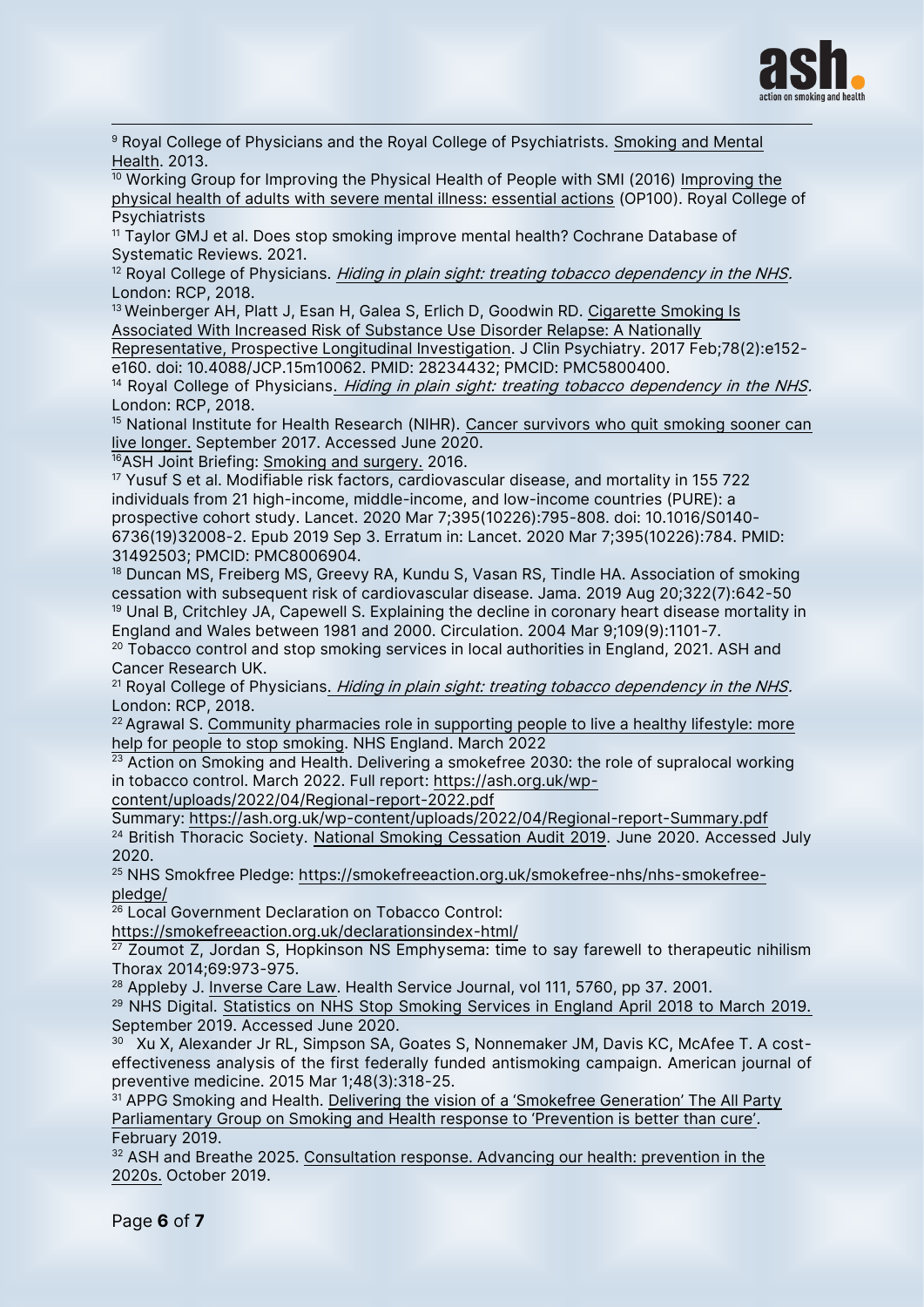[9] Royal College of Physicians and the Royal College of Psychiatrists. Smoking and Mental Health. 2013.

[10] Working Group for Improving the Physical Health of People with SMI (2016) Improving the physical health of adults with severe mental illness: essential actions (OP100). Royal College of Psychiatrists

[11] Taylor GMJ et al. Does stop smoking improve mental health? Cochrane Database of Systematic Reviews. 2021.

[12] Royal College of Physicians. *Hiding in plain sight: treating tobacco dependency in the NHS*. London: RCP, 2018.

[13] Weinberger AH, Platt J, Esan H, Galea S, Erlich D, Goodwin RD. Cigarette Smoking Is Associated With Increased Risk of Substance Use Disorder Relapse: A Nationally Representative, Prospective Longitudinal Investigation. J Clin Psychiatry. 2017 Feb;78(2):e152-e160. doi: 10.4088/JCP.15m10062. PMID: 28234432; PMCID: PMC5800400.

[14] Royal College of Physicians. *Hiding in plain sight: treating tobacco dependency in the NHS*. London: RCP, 2018.

[15] National Institute for Health Research (NIHR). Cancer survivors who quit smoking sooner can live longer. September 2017. Accessed June 2020.

[16] ASH Joint Briefing: Smoking and surgery. 2016.

[17] Yusuf S et al. Modifiable risk factors, cardiovascular disease, and mortality in 155 722 individuals from 21 high-income, middle-income, and low-income countries (PURE): a prospective cohort study. Lancet. 2020 Mar 7;395(10226):795-808. doi: 10.1016/S0140-6736(19)32008-2. Epub 2019 Sep 3. Erratum in: Lancet. 2020 Mar 7;395(10226):784. PMID: 31492503; PMCID: PMC8006904.

[18] Duncan MS, Freiberg MS, Greevy RA, Kundu S, Vasan RS, Tindle HA. Association of smoking cessation with subsequent risk of cardiovascular disease. Jama. 2019 Aug 20;322(7):642-50

[19] Unal B, Critchley JA, Capewell S. Explaining the decline in coronary heart disease mortality in England and Wales between 1981 and 2000. Circulation. 2004 Mar 9;109(9):1101-7.

[20] Tobacco control and stop smoking services in local authorities in England, 2021. ASH and Cancer Research UK.

[21] Royal College of Physicians. *Hiding in plain sight: treating tobacco dependency in the NHS*. London: RCP, 2018.

[22] Agrawal S. Community pharmacies role in supporting people to live a healthy lifestyle: more help for people to stop smoking. NHS England. March 2022

[23] Action on Smoking and Health. Delivering a smokefree 2030: the role of supralocal working in tobacco control. March 2022. Full report: https://ash.org.uk/wp-content/uploads/2022/04/Regional-report-2022.pdf
Summary: https://ash.org.uk/wp-content/uploads/2022/04/Regional-report-Summary.pdf

[24] British Thoracic Society. National Smoking Cessation Audit 2019. June 2020. Accessed July 2020.

[25] NHS Smokfree Pledge: https://smokefreeaction.org.uk/smokefree-nhs/nhs-smokefree-pledge/

[26] Local Government Declaration on Tobacco Control: https://smokefreeaction.org.uk/declarationsindex-html/

[27] Zoumot Z, Jordan S, Hopkinson NS Emphysema: time to say farewell to therapeutic nihilism Thorax 2014;69:973-975.

[28] Appleby J. Inverse Care Law. Health Service Journal, vol 111, 5760, pp 37. 2001.

[29] NHS Digital. Statistics on NHS Stop Smoking Services in England April 2018 to March 2019. September 2019. Accessed June 2020.

[30] Xu X, Alexander Jr RL, Simpson SA, Goates S, Nonnemaker JM, Davis KC, McAfee T. A cost-effectiveness analysis of the first federally funded antismoking campaign. American journal of preventive medicine. 2015 Mar 1;48(3):318-25.

[31] APPG Smoking and Health. Delivering the vision of a 'Smokefree Generation' The All Party Parliamentary Group on Smoking and Health response to 'Prevention is better than cure'. February 2019.

[32] ASH and Breathe 2025. Consultation response. Advancing our health: prevention in the 2020s. October 2019.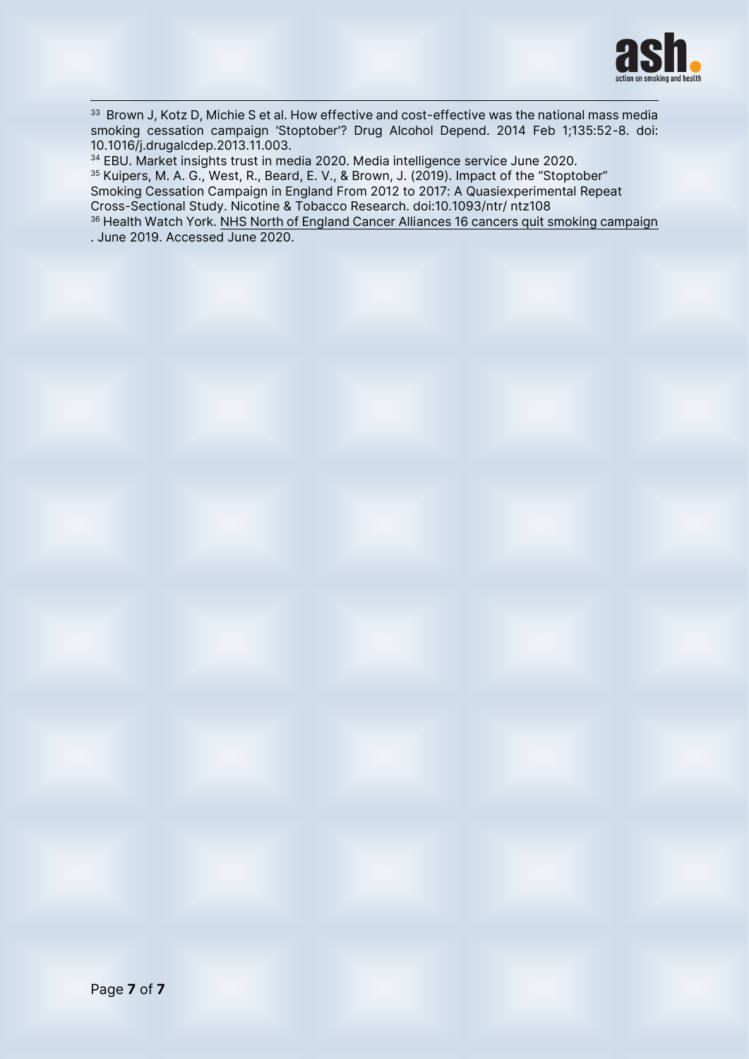[33] Brown J, Kotz D, Michie S et al. How effective and cost-effective was the national mass media smoking cessation campaign 'Stoptober'? Drug Alcohol Depend. 2014 Feb 1;135:52-8. doi: 10.1016/j.drugalcdep.2013.11.003.

[34] EBU. Market insights trust in media 2020. Media intelligence service June 2020.

[35] Kuipers, M. A. G., West, R., Beard, E. V., & Brown, J. (2019). Impact of the "Stoptober" Smoking Cessation Campaign in England From 2012 to 2017: A Quasiexperimental Repeat Cross-Sectional Study. Nicotine & Tobacco Research. doi:10.1093/ntr/ ntz108

[36] Health Watch York. NHS North of England Cancer Alliances 16 cancers quit smoking campaign . June 2019. Accessed June 2020.